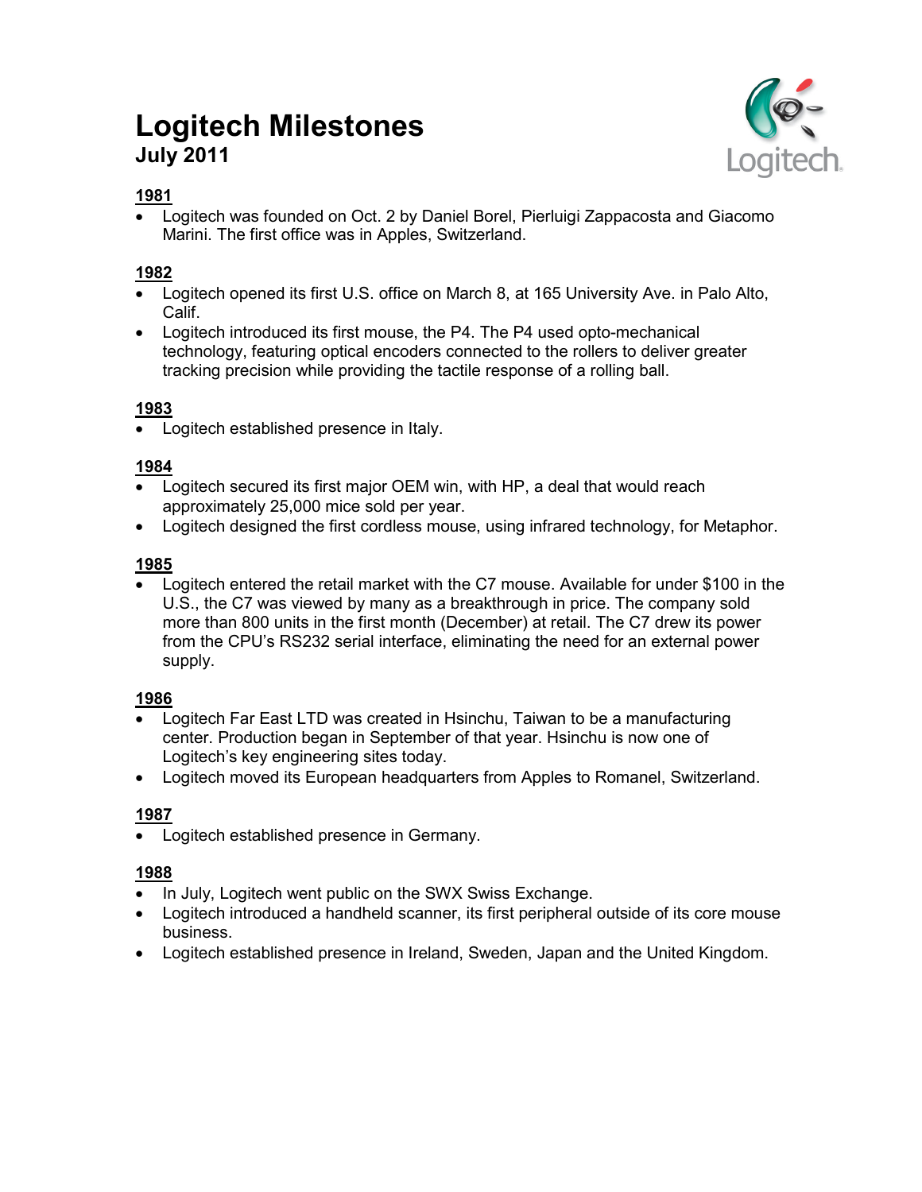# Logitech Milestones

## July 2011

### 1981

- Logitech was founded on Oct. 2 by Daniel Borel, Pierluigi Zappacosta and Giacomo Marini. The first office was in Apples, Switzerland.

### 1982

- Logitech opened its first U.S. office on March 8, at 165 University Ave. in Palo Alto, Calif.
- Logitech introduced its first mouse, the P4. The P4 used opto-mechanical technology, featuring optical encoders connected to the rollers to deliver greater tracking precision while providing the tactile response of a rolling ball.

### 1983

- Logitech established presence in Italy.

### 1984

- Logitech secured its first major OEM win, with HP, a deal that would reach approximately 25,000 mice sold per year.
- Logitech designed the first cordless mouse, using infrared technology, for Metaphor.

### 1985

- Logitech entered the retail market with the C7 mouse. Available for under $100 in the U.S., the C7 was viewed by many as a breakthrough in price. The company sold more than 800 units in the first month (December) at retail. The C7 drew its power from the CPU's RS232 serial interface, eliminating the need for an external power supply.

### 1986

- Logitech Far East LTD was created in Hsinchu, Taiwan to be a manufacturing center. Production began in September of that year. Hsinchu is now one of Logitech's key engineering sites today.
- Logitech moved its European headquarters from Apples to Romanel, Switzerland.

### 1987

- Logitech established presence in Germany.

### 1988

- In July, Logitech went public on the SWX Swiss Exchange.
- Logitech introduced a handheld scanner, its first peripheral outside of its core mouse business.
- Logitech established presence in Ireland, Sweden, Japan and the United Kingdom.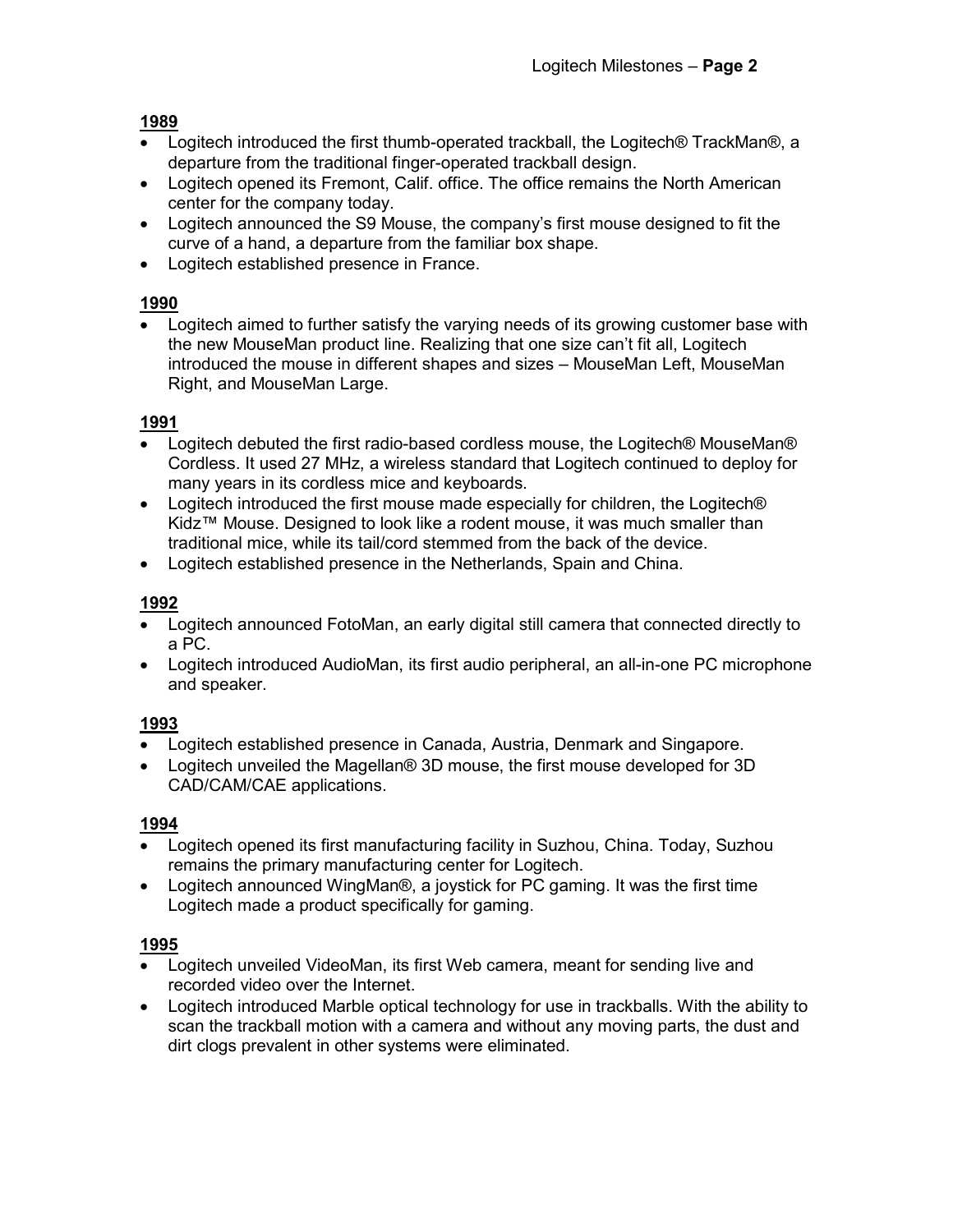**1989**

- Logitech introduced the first thumb-operated trackball, the Logitech® TrackMan®, a departure from the traditional finger-operated trackball design.
- Logitech opened its Fremont, Calif. office. The office remains the North American center for the company today.
- Logitech announced the S9 Mouse, the company's first mouse designed to fit the curve of a hand, a departure from the familiar box shape.
- Logitech established presence in France.

**1990**

- Logitech aimed to further satisfy the varying needs of its growing customer base with the new MouseMan product line. Realizing that one size can't fit all, Logitech introduced the mouse in different shapes and sizes – MouseMan Left, MouseMan Right, and MouseMan Large.

**1991**

- Logitech debuted the first radio-based cordless mouse, the Logitech® MouseMan® Cordless. It used 27 MHz, a wireless standard that Logitech continued to deploy for many years in its cordless mice and keyboards.
- Logitech introduced the first mouse made especially for children, the Logitech® Kidz™ Mouse. Designed to look like a rodent mouse, it was much smaller than traditional mice, while its tail/cord stemmed from the back of the device.
- Logitech established presence in the Netherlands, Spain and China.

**1992**

- Logitech announced FotoMan, an early digital still camera that connected directly to a PC.
- Logitech introduced AudioMan, its first audio peripheral, an all-in-one PC microphone and speaker.

**1993**

- Logitech established presence in Canada, Austria, Denmark and Singapore.
- Logitech unveiled the Magellan® 3D mouse, the first mouse developed for 3D CAD/CAM/CAE applications.

**1994**

- Logitech opened its first manufacturing facility in Suzhou, China. Today, Suzhou remains the primary manufacturing center for Logitech.
- Logitech announced WingMan®, a joystick for PC gaming. It was the first time Logitech made a product specifically for gaming.

**1995**

- Logitech unveiled VideoMan, its first Web camera, meant for sending live and recorded video over the Internet.
- Logitech introduced Marble optical technology for use in trackballs. With the ability to scan the trackball motion with a camera and without any moving parts, the dust and dirt clogs prevalent in other systems were eliminated.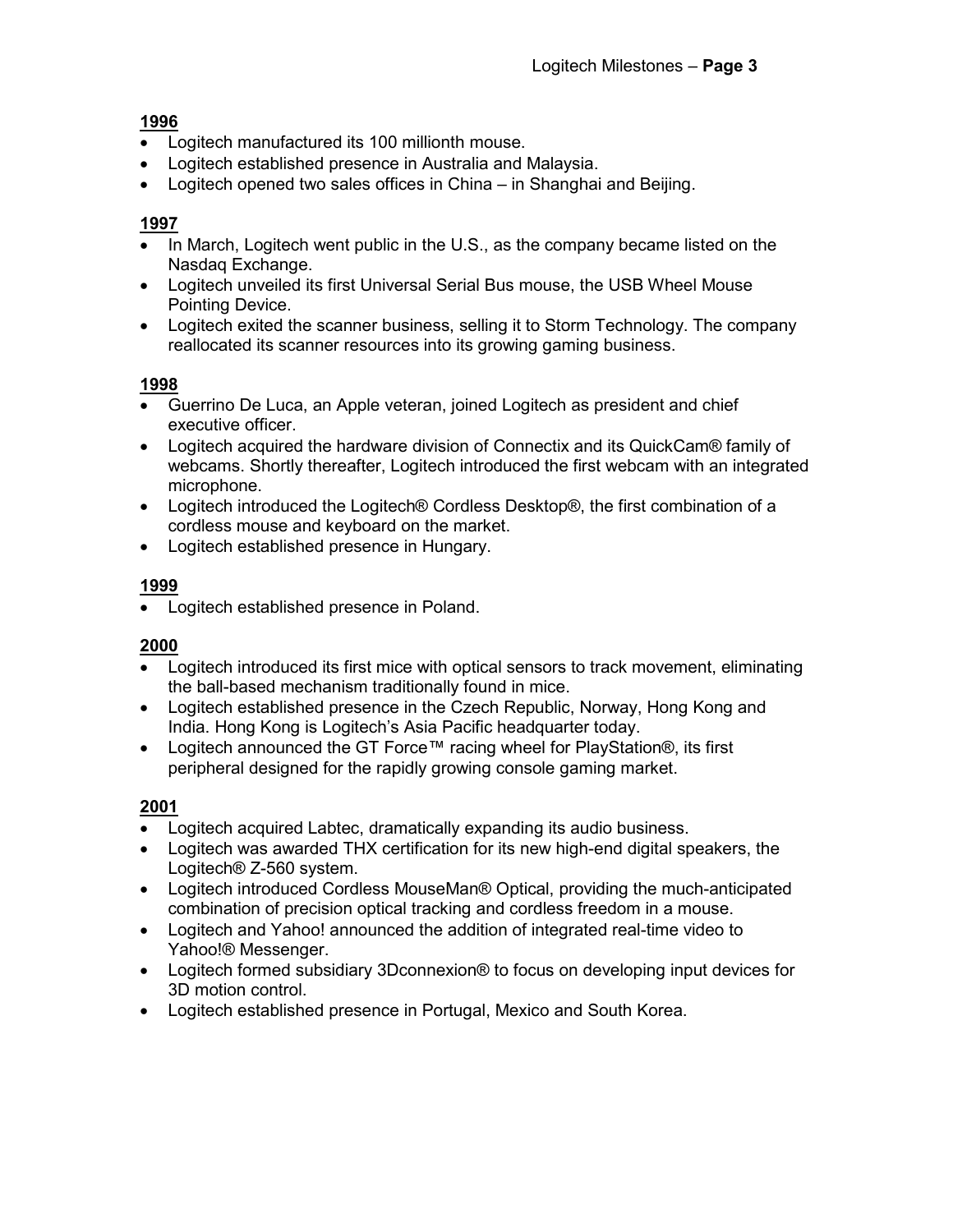**1996**

- Logitech manufactured its 100 millionth mouse.
- Logitech established presence in Australia and Malaysia.
- Logitech opened two sales offices in China – in Shanghai and Beijing.

**1997**

- In March, Logitech went public in the U.S., as the company became listed on the Nasdaq Exchange.
- Logitech unveiled its first Universal Serial Bus mouse, the USB Wheel Mouse Pointing Device.
- Logitech exited the scanner business, selling it to Storm Technology. The company reallocated its scanner resources into its growing gaming business.

**1998**

- Guerrino De Luca, an Apple veteran, joined Logitech as president and chief executive officer.
- Logitech acquired the hardware division of Connectix and its QuickCam® family of webcams. Shortly thereafter, Logitech introduced the first webcam with an integrated microphone.
- Logitech introduced the Logitech® Cordless Desktop®, the first combination of a cordless mouse and keyboard on the market.
- Logitech established presence in Hungary.

**1999**

- Logitech established presence in Poland.

**2000**

- Logitech introduced its first mice with optical sensors to track movement, eliminating the ball-based mechanism traditionally found in mice.
- Logitech established presence in the Czech Republic, Norway, Hong Kong and India. Hong Kong is Logitech's Asia Pacific headquarter today.
- Logitech announced the GT Force™ racing wheel for PlayStation®, its first peripheral designed for the rapidly growing console gaming market.

**2001**

- Logitech acquired Labtec, dramatically expanding its audio business.
- Logitech was awarded THX certification for its new high-end digital speakers, the Logitech® Z-560 system.
- Logitech introduced Cordless MouseMan® Optical, providing the much-anticipated combination of precision optical tracking and cordless freedom in a mouse.
- Logitech and Yahoo! announced the addition of integrated real-time video to Yahoo!® Messenger.
- Logitech formed subsidiary 3Dconnexion® to focus on developing input devices for 3D motion control.
- Logitech established presence in Portugal, Mexico and South Korea.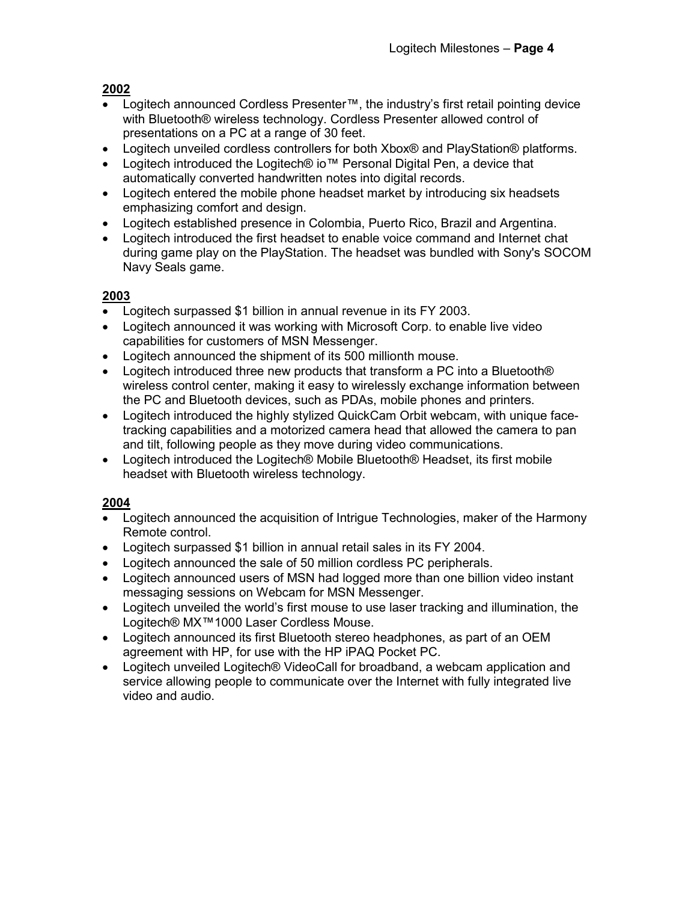**2002**

- Logitech announced Cordless Presenter™, the industry's first retail pointing device with Bluetooth® wireless technology. Cordless Presenter allowed control of presentations on a PC at a range of 30 feet.
- Logitech unveiled cordless controllers for both Xbox® and PlayStation® platforms.
- Logitech introduced the Logitech® io™ Personal Digital Pen, a device that automatically converted handwritten notes into digital records.
- Logitech entered the mobile phone headset market by introducing six headsets emphasizing comfort and design.
- Logitech established presence in Colombia, Puerto Rico, Brazil and Argentina.
- Logitech introduced the first headset to enable voice command and Internet chat during game play on the PlayStation. The headset was bundled with Sony's SOCOM Navy Seals game.

**2003**

- Logitech surpassed $1 billion in annual revenue in its FY 2003.
- Logitech announced it was working with Microsoft Corp. to enable live video capabilities for customers of MSN Messenger.
- Logitech announced the shipment of its 500 millionth mouse.
- Logitech introduced three new products that transform a PC into a Bluetooth® wireless control center, making it easy to wirelessly exchange information between the PC and Bluetooth devices, such as PDAs, mobile phones and printers.
- Logitech introduced the highly stylized QuickCam Orbit webcam, with unique face-tracking capabilities and a motorized camera head that allowed the camera to pan and tilt, following people as they move during video communications.
- Logitech introduced the Logitech® Mobile Bluetooth® Headset, its first mobile headset with Bluetooth wireless technology.

**2004**

- Logitech announced the acquisition of Intrigue Technologies, maker of the Harmony Remote control.
- Logitech surpassed $1 billion in annual retail sales in its FY 2004.
- Logitech announced the sale of 50 million cordless PC peripherals.
- Logitech announced users of MSN had logged more than one billion video instant messaging sessions on Webcam for MSN Messenger.
- Logitech unveiled the world's first mouse to use laser tracking and illumination, the Logitech® MX™1000 Laser Cordless Mouse.
- Logitech announced its first Bluetooth stereo headphones, as part of an OEM agreement with HP, for use with the HP iPAQ Pocket PC.
- Logitech unveiled Logitech® VideoCall for broadband, a webcam application and service allowing people to communicate over the Internet with fully integrated live video and audio.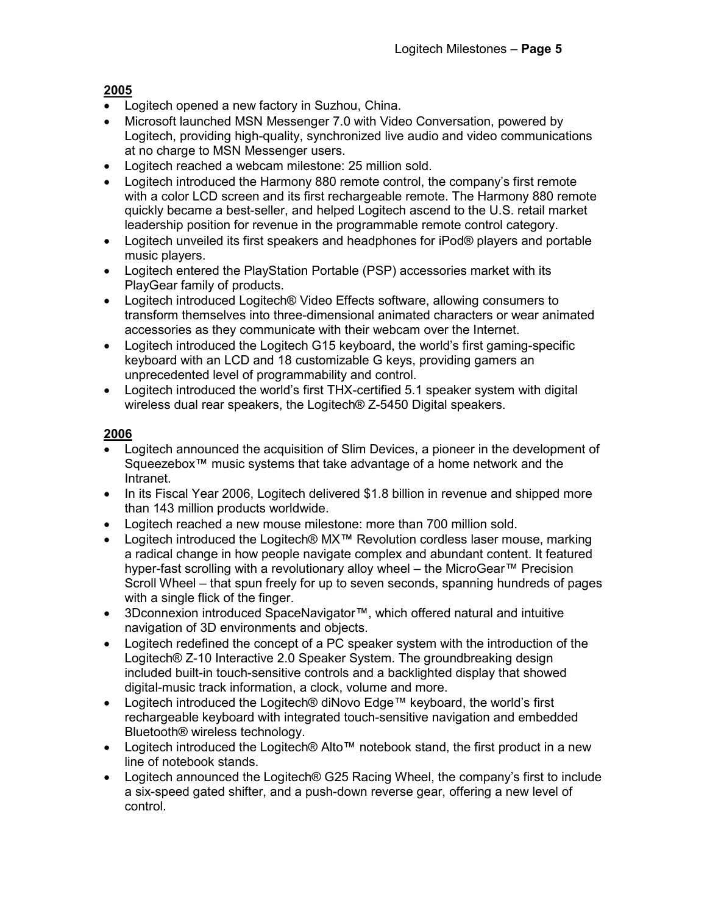**2005**

- Logitech opened a new factory in Suzhou, China.
- Microsoft launched MSN Messenger 7.0 with Video Conversation, powered by Logitech, providing high-quality, synchronized live audio and video communications at no charge to MSN Messenger users.
- Logitech reached a webcam milestone: 25 million sold.
- Logitech introduced the Harmony 880 remote control, the company's first remote with a color LCD screen and its first rechargeable remote. The Harmony 880 remote quickly became a best-seller, and helped Logitech ascend to the U.S. retail market leadership position for revenue in the programmable remote control category.
- Logitech unveiled its first speakers and headphones for iPod® players and portable music players.
- Logitech entered the PlayStation Portable (PSP) accessories market with its PlayGear family of products.
- Logitech introduced Logitech® Video Effects software, allowing consumers to transform themselves into three-dimensional animated characters or wear animated accessories as they communicate with their webcam over the Internet.
- Logitech introduced the Logitech G15 keyboard, the world's first gaming-specific keyboard with an LCD and 18 customizable G keys, providing gamers an unprecedented level of programmability and control.
- Logitech introduced the world's first THX-certified 5.1 speaker system with digital wireless dual rear speakers, the Logitech® Z-5450 Digital speakers.

**2006**

- Logitech announced the acquisition of Slim Devices, a pioneer in the development of Squeezebox™ music systems that take advantage of a home network and the Intranet.
- In its Fiscal Year 2006, Logitech delivered $1.8 billion in revenue and shipped more than 143 million products worldwide.
- Logitech reached a new mouse milestone: more than 700 million sold.
- Logitech introduced the Logitech® MX™ Revolution cordless laser mouse, marking a radical change in how people navigate complex and abundant content. It featured hyper-fast scrolling with a revolutionary alloy wheel – the MicroGear™ Precision Scroll Wheel – that spun freely for up to seven seconds, spanning hundreds of pages with a single flick of the finger.
- 3Dconnexion introduced SpaceNavigator™, which offered natural and intuitive navigation of 3D environments and objects.
- Logitech redefined the concept of a PC speaker system with the introduction of the Logitech® Z-10 Interactive 2.0 Speaker System. The groundbreaking design included built-in touch-sensitive controls and a backlighted display that showed digital-music track information, a clock, volume and more.
- Logitech introduced the Logitech® diNovo Edge™ keyboard, the world's first rechargeable keyboard with integrated touch-sensitive navigation and embedded Bluetooth® wireless technology.
- Logitech introduced the Logitech® Alto™ notebook stand, the first product in a new line of notebook stands.
- Logitech announced the Logitech® G25 Racing Wheel, the company's first to include a six-speed gated shifter, and a push-down reverse gear, offering a new level of control.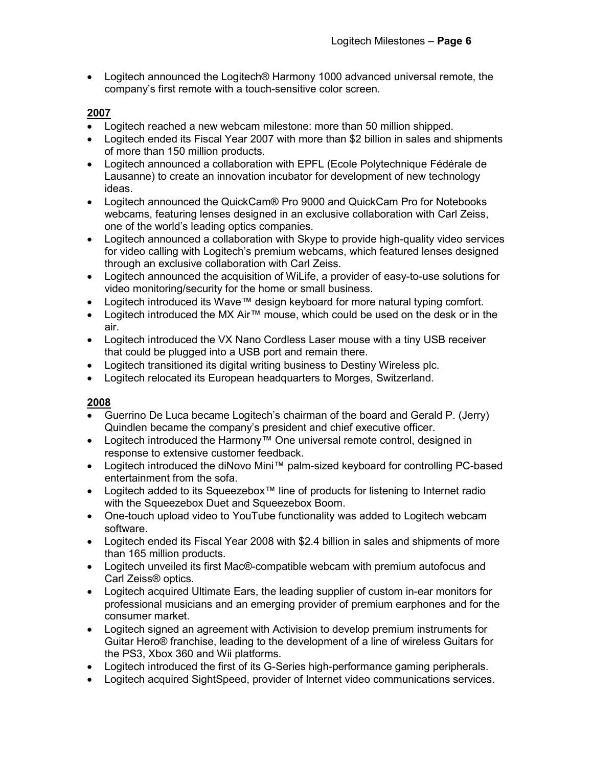- Logitech announced the Logitech® Harmony 1000 advanced universal remote, the company's first remote with a touch-sensitive color screen.

**2007**

- Logitech reached a new webcam milestone: more than 50 million shipped.
- Logitech ended its Fiscal Year 2007 with more than $2 billion in sales and shipments of more than 150 million products.
- Logitech announced a collaboration with EPFL (Ecole Polytechnique Fédérale de Lausanne) to create an innovation incubator for development of new technology ideas.
- Logitech announced the QuickCam® Pro 9000 and QuickCam Pro for Notebooks webcams, featuring lenses designed in an exclusive collaboration with Carl Zeiss, one of the world's leading optics companies.
- Logitech announced a collaboration with Skype to provide high-quality video services for video calling with Logitech's premium webcams, which featured lenses designed through an exclusive collaboration with Carl Zeiss.
- Logitech announced the acquisition of WiLife, a provider of easy-to-use solutions for video monitoring/security for the home or small business.
- Logitech introduced its Wave™ design keyboard for more natural typing comfort.
- Logitech introduced the MX Air™ mouse, which could be used on the desk or in the air.
- Logitech introduced the VX Nano Cordless Laser mouse with a tiny USB receiver that could be plugged into a USB port and remain there.
- Logitech transitioned its digital writing business to Destiny Wireless plc.
- Logitech relocated its European headquarters to Morges, Switzerland.

**2008**

- Guerrino De Luca became Logitech's chairman of the board and Gerald P. (Jerry) Quindlen became the company's president and chief executive officer.
- Logitech introduced the Harmony™ One universal remote control, designed in response to extensive customer feedback.
- Logitech introduced the diNovo Mini™ palm-sized keyboard for controlling PC-based entertainment from the sofa.
- Logitech added to its Squeezebox™ line of products for listening to Internet radio with the Squeezebox Duet and Squeezebox Boom.
- One-touch upload video to YouTube functionality was added to Logitech webcam software.
- Logitech ended its Fiscal Year 2008 with $2.4 billion in sales and shipments of more than 165 million products.
- Logitech unveiled its first Mac®-compatible webcam with premium autofocus and Carl Zeiss® optics.
- Logitech acquired Ultimate Ears, the leading supplier of custom in-ear monitors for professional musicians and an emerging provider of premium earphones and for the consumer market.
- Logitech signed an agreement with Activision to develop premium instruments for Guitar Hero® franchise, leading to the development of a line of wireless Guitars for the PS3, Xbox 360 and Wii platforms.
- Logitech introduced the first of its G-Series high-performance gaming peripherals.
- Logitech acquired SightSpeed, provider of Internet video communications services.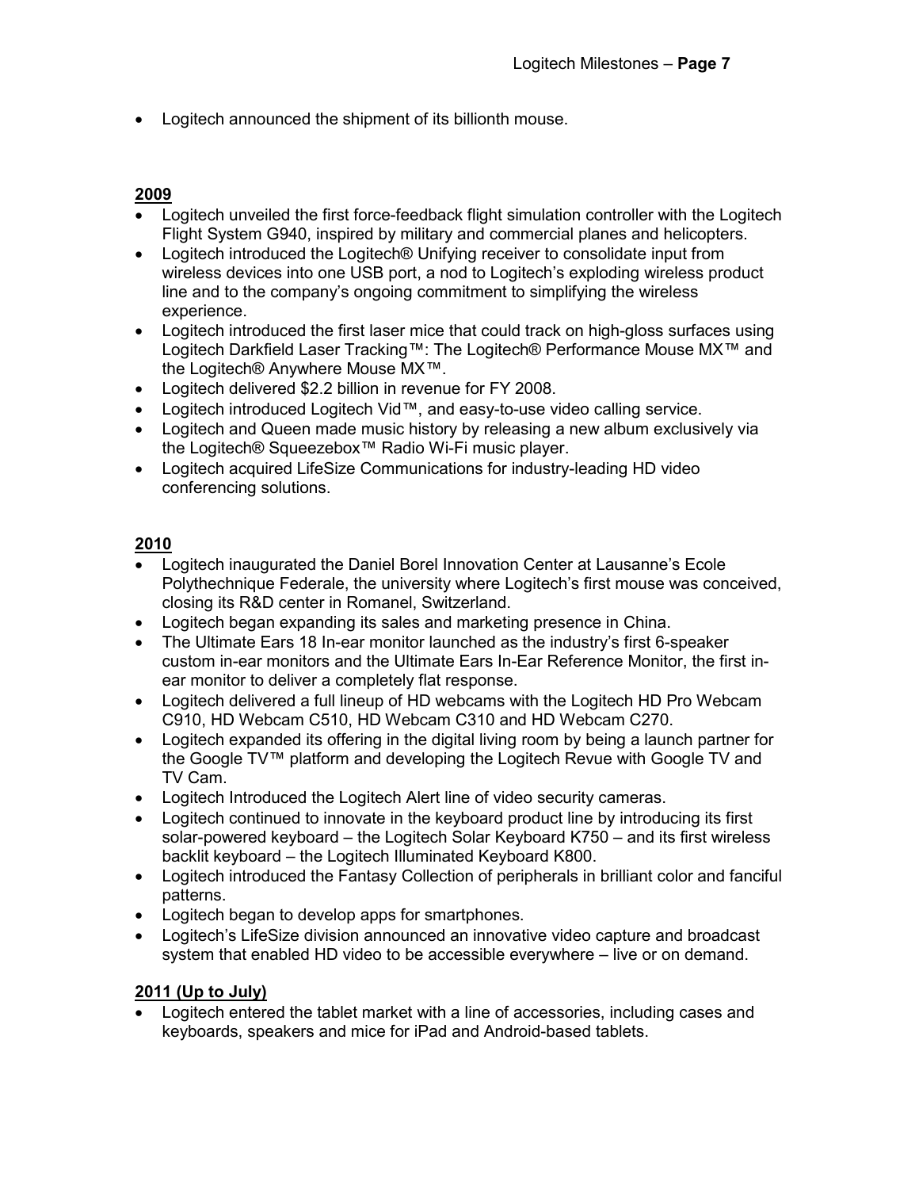- Logitech announced the shipment of its billionth mouse.

## 2009

- Logitech unveiled the first force-feedback flight simulation controller with the Logitech Flight System G940, inspired by military and commercial planes and helicopters.
- Logitech introduced the Logitech® Unifying receiver to consolidate input from wireless devices into one USB port, a nod to Logitech's exploding wireless product line and to the company's ongoing commitment to simplifying the wireless experience.
- Logitech introduced the first laser mice that could track on high-gloss surfaces using Logitech Darkfield Laser Tracking™: The Logitech® Performance Mouse MX™ and the Logitech® Anywhere Mouse MX™.
- Logitech delivered $2.2 billion in revenue for FY 2008.
- Logitech introduced Logitech Vid™, and easy-to-use video calling service.
- Logitech and Queen made music history by releasing a new album exclusively via the Logitech® Squeezebox™ Radio Wi-Fi music player.
- Logitech acquired LifeSize Communications for industry-leading HD video conferencing solutions.

## 2010

- Logitech inaugurated the Daniel Borel Innovation Center at Lausanne's Ecole Polythechnique Federale, the university where Logitech's first mouse was conceived, closing its R&D center in Romanel, Switzerland.
- Logitech began expanding its sales and marketing presence in China.
- The Ultimate Ears 18 In-ear monitor launched as the industry's first 6-speaker custom in-ear monitors and the Ultimate Ears In-Ear Reference Monitor, the first in-ear monitor to deliver a completely flat response.
- Logitech delivered a full lineup of HD webcams with the Logitech HD Pro Webcam C910, HD Webcam C510, HD Webcam C310 and HD Webcam C270.
- Logitech expanded its offering in the digital living room by being a launch partner for the Google TV™ platform and developing the Logitech Revue with Google TV and TV Cam.
- Logitech Introduced the Logitech Alert line of video security cameras.
- Logitech continued to innovate in the keyboard product line by introducing its first solar-powered keyboard – the Logitech Solar Keyboard K750 – and its first wireless backlit keyboard – the Logitech Illuminated Keyboard K800.
- Logitech introduced the Fantasy Collection of peripherals in brilliant color and fanciful patterns.
- Logitech began to develop apps for smartphones.
- Logitech's LifeSize division announced an innovative video capture and broadcast system that enabled HD video to be accessible everywhere – live or on demand.

## 2011 (Up to July)

- Logitech entered the tablet market with a line of accessories, including cases and keyboards, speakers and mice for iPad and Android-based tablets.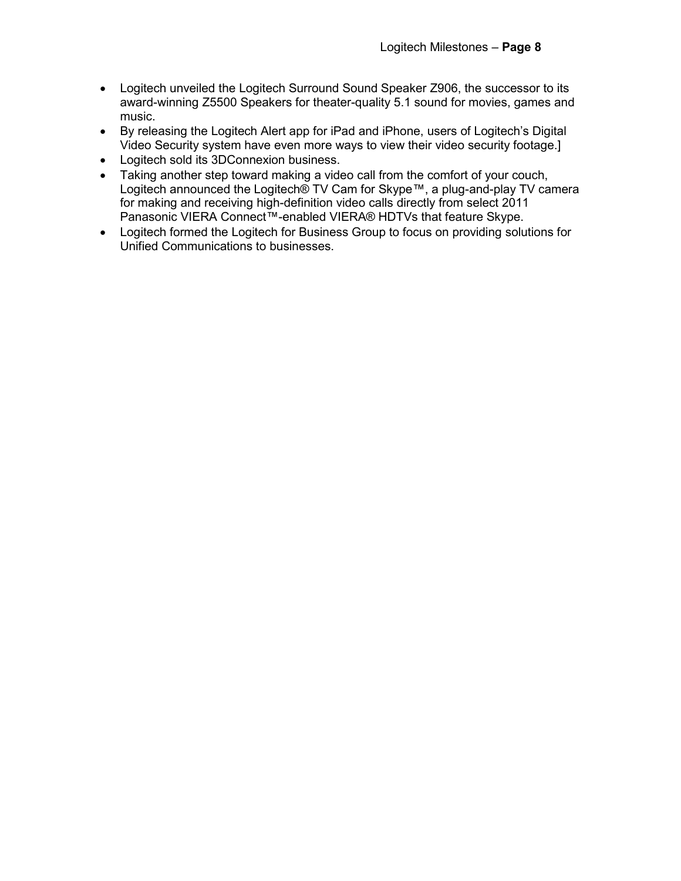- Logitech unveiled the Logitech Surround Sound Speaker Z906, the successor to its award-winning Z5500 Speakers for theater-quality 5.1 sound for movies, games and music.
- By releasing the Logitech Alert app for iPad and iPhone, users of Logitech's Digital Video Security system have even more ways to view their video security footage.]
- Logitech sold its 3DConnexion business.
- Taking another step toward making a video call from the comfort of your couch, Logitech announced the Logitech® TV Cam for Skype™, a plug-and-play TV camera for making and receiving high-definition video calls directly from select 2011 Panasonic VIERA Connect™-enabled VIERA® HDTVs that feature Skype.
- Logitech formed the Logitech for Business Group to focus on providing solutions for Unified Communications to businesses.